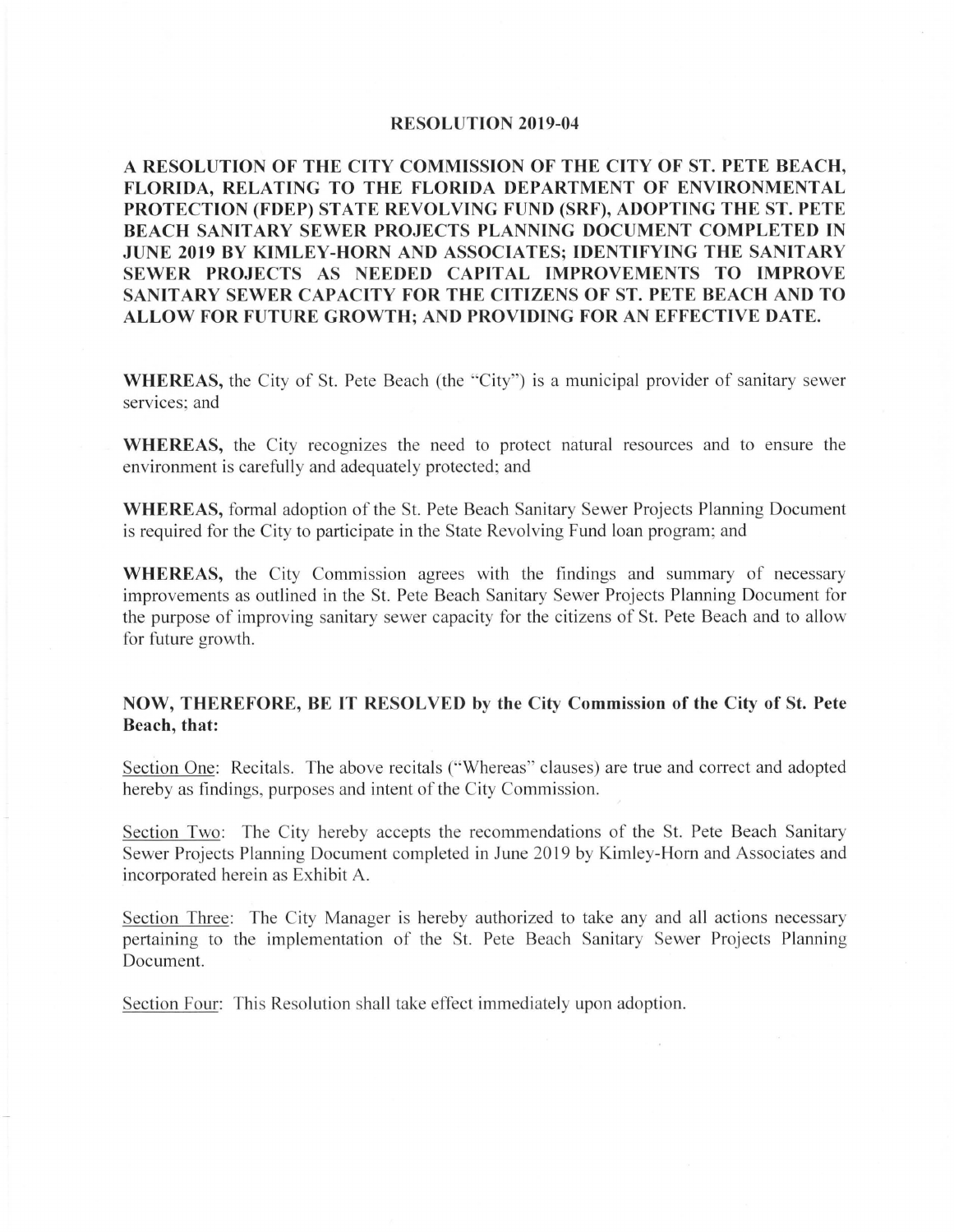# RESOLUTION 2019-04

**A RESOLUTION OF THE CITY COMMISSION OF THE CITY OF ST. PETE BEACH, FLORIDA, RELATING TO THE FLORIDA DEPARTMENT OF ENVIRONMENTAL PROTECTION (FDEP) STATE REVOLVING FUND (SRF), ADOPTING THE ST. PETE BEACH SANITARY SEWER PROJECTS PLANNING DOCUMENT COMPLETED IN JUNE 2019 BY KIMLEY-HORN AND ASSOCIATES; IDENTIFYING THE SANITARY SEWER PROJECTS AS NEEDED CAPITAL IMPROVEMENTS TO IMPROVE SANITARY SEWER CAPACITY FOR THE CITIZENS OF ST. PETE BEACH AND TO ALLOW FOR FUTURE GROWTH; AND PROVIDING FOR AN EFFECTIVE DATE.**

**WHEREAS,** the City of St. Pete Beach (the "City") is a municipal provider of sanitary sewer services; and

**WHEREAS,** the City recognizes the need to protect natural resources and to ensure the environment is carefully and adequately protected; and

**WHEREAS,** formal adoption of the St. Pete Beach Sanitary Sewer Projects Planning Document is required for the City to participate in the State Revolving Fund loan program; and

**WHEREAS,** the City Commission agrees with the findings and summary of necessary improvements as outlined in the St. Pete Beach Sanitary Sewer Projects Planning Document for the purpose of improving sanitary sewer capacity for the citizens of St. Pete Beach and to allow for future growth.

**NOW, THEREFORE, BE IT RESOLVED by the City Commission of the City of St. Pete Beach, that:**

Section One: Recitals. The above recitals ("Whereas" clauses) are true and correct and adopted hereby as findings, purposes and intent of the City Commission.

Section Two: The City hereby accepts the recommendations of the St. Pete Beach Sanitary Sewer Projects Planning Document completed in June 2019 by Kimley-Horn and Associates and incorporated herein as Exhibit A.

Section Three: The City Manager is hereby authorized to take any and all actions necessary pertaining to the implementation of the St. Pete Beach Sanitary Sewer Projects Planning Document.

Section Four: This Resolution shall take effect immediately upon adoption.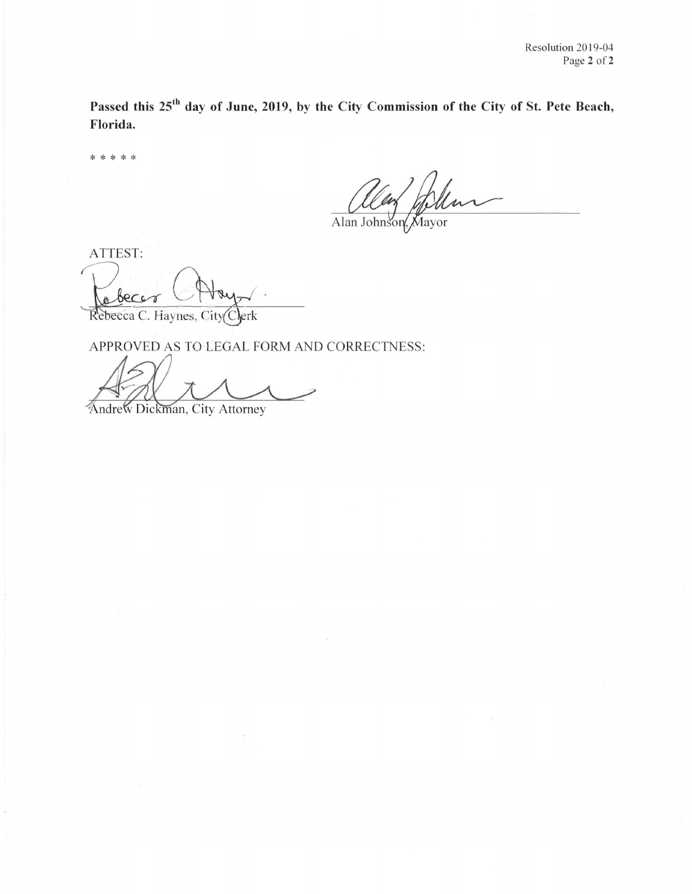**Passed this 25th day of June, 2019, by the City Commission of the City of St. Pete Beach, Florida.**

* * * * *

Alan Johnson, Mayor

ATTEST:

Rebecca C. Haynes, City Clerk

APPROVED AS TO LEGAL FORM AND CORRECTNESS:

Andrew Dickman, City Attorney